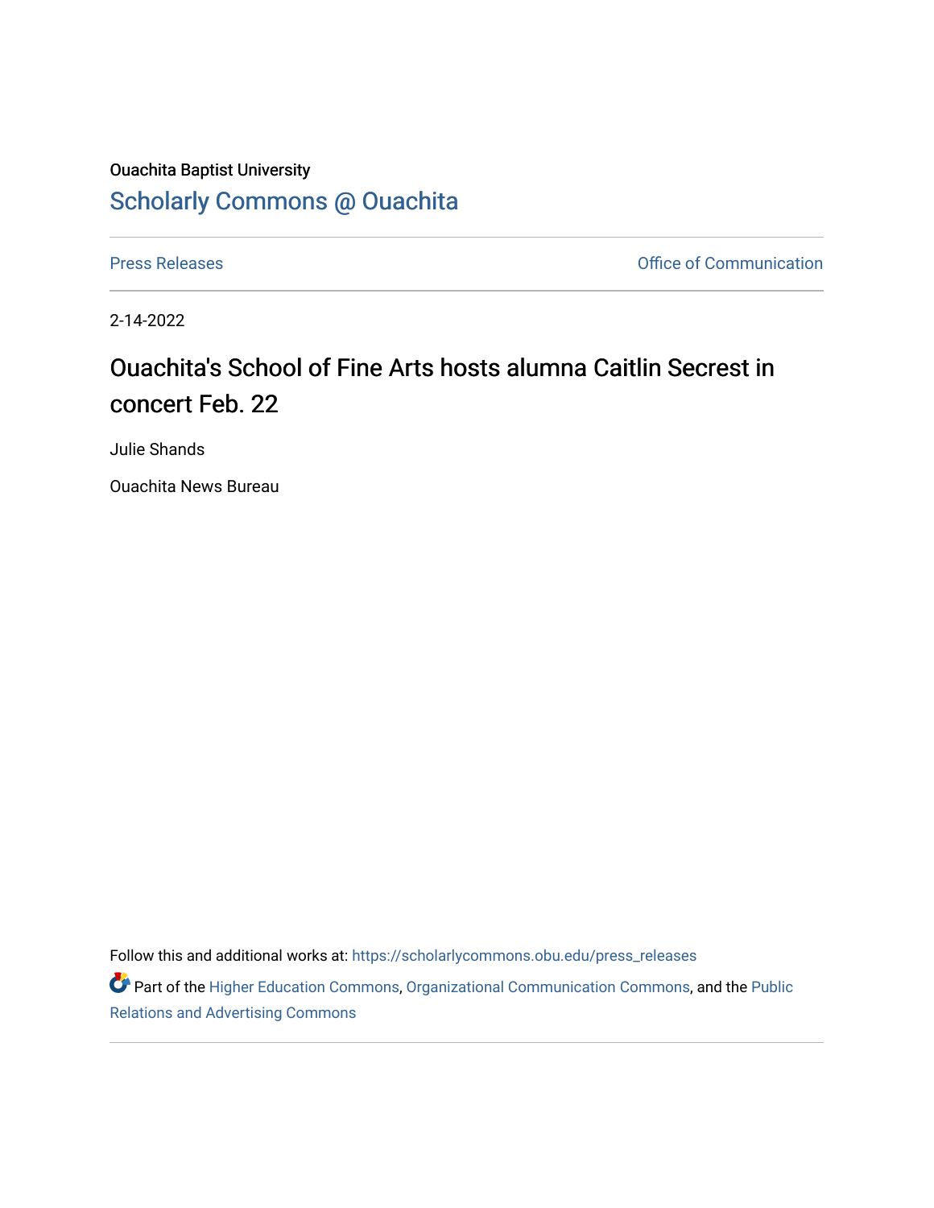Ouachita Baptist University

## Scholarly Commons @ Ouachita

Press Releases

Office of Communication

2-14-2022

# Ouachita's School of Fine Arts hosts alumna Caitlin Secrest in concert Feb. 22

Julie Shands

Ouachita News Bureau

Follow this and additional works at: https://scholarlycommons.obu.edu/press_releases

Part of the Higher Education Commons, Organizational Communication Commons, and the Public Relations and Advertising Commons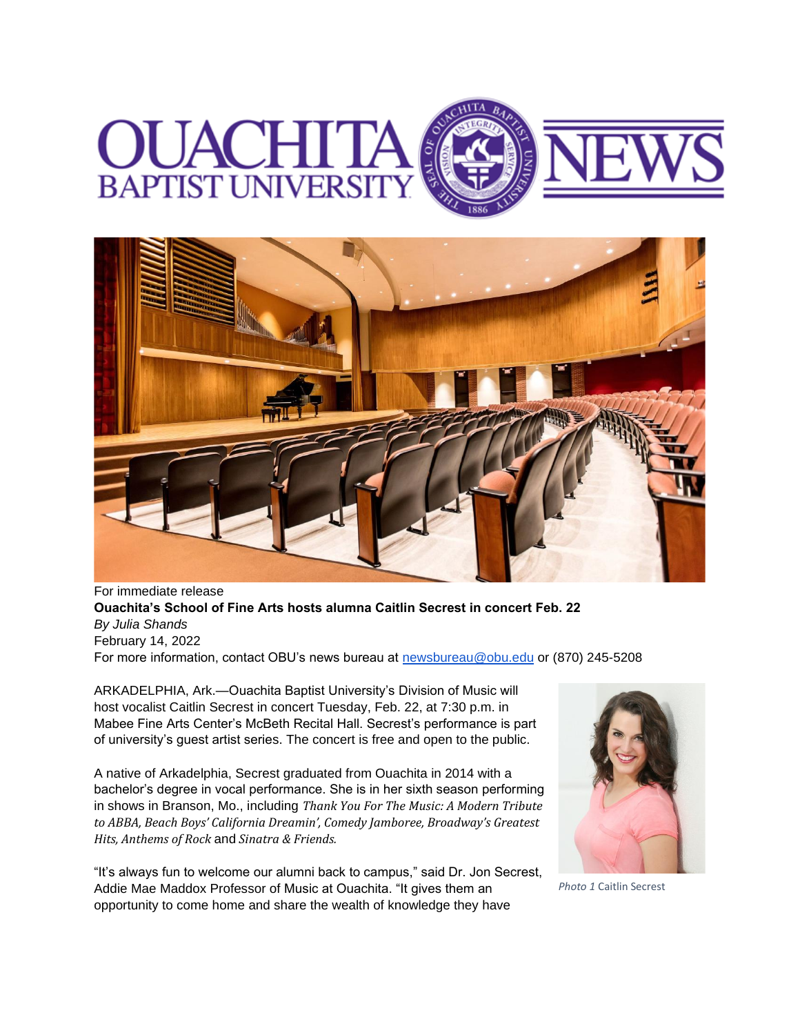For immediate release

**Ouachita's School of Fine Arts hosts alumna Caitlin Secrest in concert Feb. 22**

*By Julia Shands*

February 14, 2022

For more information, contact OBU's news bureau at newsbureau@obu.edu or (870) 245-5208

ARKADELPHIA, Ark.—Ouachita Baptist University's Division of Music will host vocalist Caitlin Secrest in concert Tuesday, Feb. 22, at 7:30 p.m. in Mabee Fine Arts Center's McBeth Recital Hall. Secrest's performance is part of university's guest artist series. The concert is free and open to the public.

A native of Arkadelphia, Secrest graduated from Ouachita in 2014 with a bachelor's degree in vocal performance. She is in her sixth season performing in shows in Branson, Mo., including *Thank You For The Music: A Modern Tribute to ABBA, Beach Boys' California Dreamin', Comedy Jamboree, Broadway's Greatest Hits, Anthems of Rock* and *Sinatra & Friends.*

*Photo 1* Caitlin Secrest

"It's always fun to welcome our alumni back to campus," said Dr. Jon Secrest, Addie Mae Maddox Professor of Music at Ouachita. "It gives them an opportunity to come home and share the wealth of knowledge they have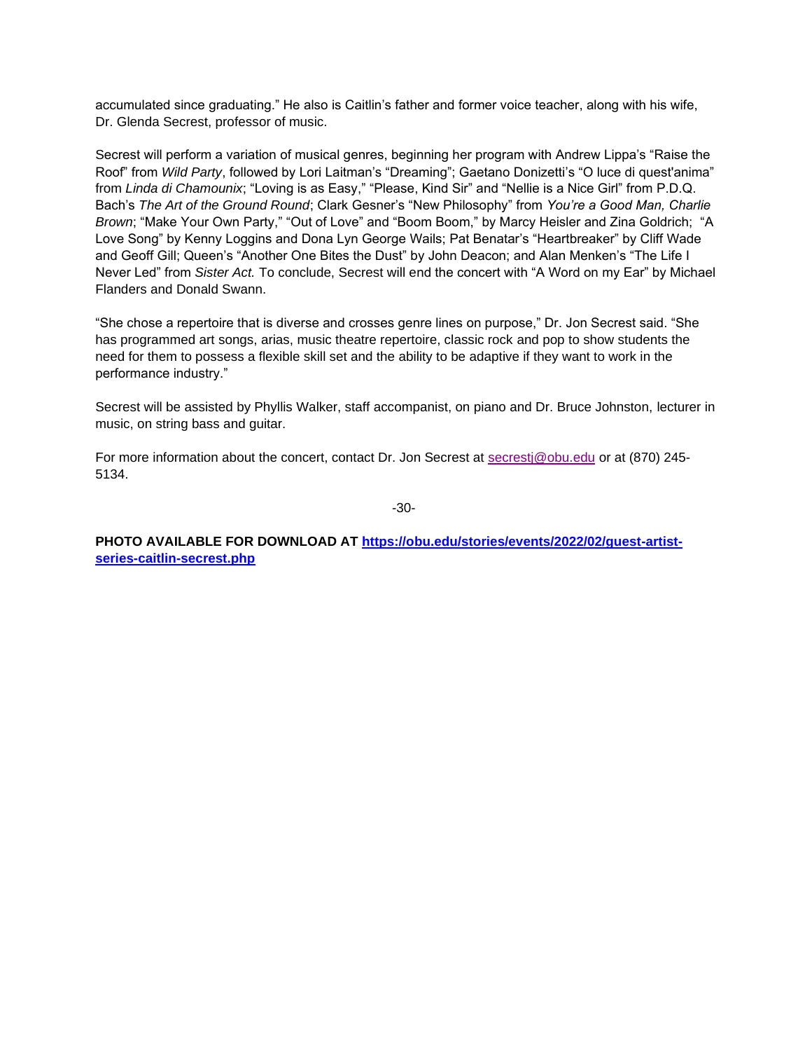accumulated since graduating." He also is Caitlin's father and former voice teacher, along with his wife, Dr. Glenda Secrest, professor of music.

Secrest will perform a variation of musical genres, beginning her program with Andrew Lippa's "Raise the Roof" from *Wild Party*, followed by Lori Laitman's "Dreaming"; Gaetano Donizetti's "O luce di quest'anima" from *Linda di Chamounix*; "Loving is as Easy," "Please, Kind Sir" and "Nellie is a Nice Girl" from P.D.Q. Bach's *The Art of the Ground Round*; Clark Gesner's "New Philosophy" from *You're a Good Man, Charlie Brown*; "Make Your Own Party," "Out of Love" and "Boom Boom," by Marcy Heisler and Zina Goldrich; "A Love Song" by Kenny Loggins and Dona Lyn George Wails; Pat Benatar's "Heartbreaker" by Cliff Wade and Geoff Gill; Queen's "Another One Bites the Dust" by John Deacon; and Alan Menken's "The Life I Never Led" from *Sister Act.* To conclude, Secrest will end the concert with "A Word on my Ear" by Michael Flanders and Donald Swann.

"She chose a repertoire that is diverse and crosses genre lines on purpose," Dr. Jon Secrest said. "She has programmed art songs, arias, music theatre repertoire, classic rock and pop to show students the need for them to possess a flexible skill set and the ability to be adaptive if they want to work in the performance industry."

Secrest will be assisted by Phyllis Walker, staff accompanist, on piano and Dr. Bruce Johnston, lecturer in music, on string bass and guitar.

For more information about the concert, contact Dr. Jon Secrest at [secrestj@obu.edu](mailto:secrestj@obu.edu) or at (870) 245-5134.

-30-

**PHOTO AVAILABLE FOR DOWNLOAD AT [https://obu.edu/stories/events/2022/02/guest-artist-series-caitlin-secrest.php](https://obu.edu/stories/events/2022/02/guest-artist-series-caitlin-secrest.php)**